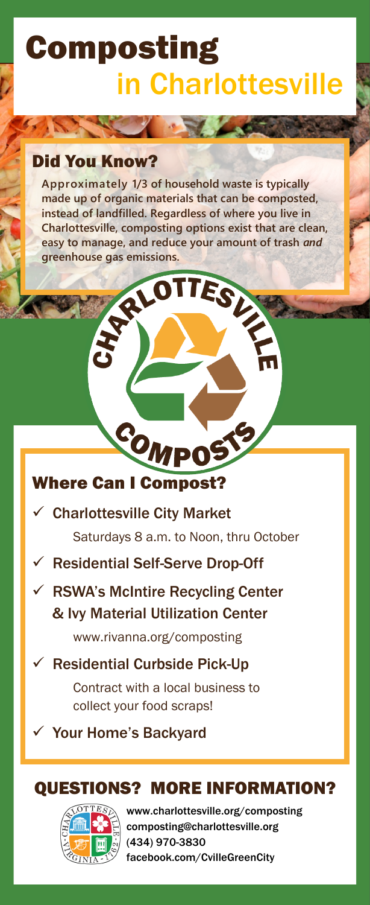# Composting in Charlottesville

## Did You Know?

Approximately 1/3 of household waste is typically made up of organic materials that can be composted, instead of landfilled. Regardless of where you live in Charlottesville, composting options exist that are clean, easy to manage, and reduce your amount of trash *and* greenhouse gas emissions.

CHARLOTTESVILLE COMPOSTS

## Where Can I Compost?

- ✓ Charlottesville City Market

  Saturdays 8 a.m. to Noon, thru October

- ✓ Residential Self-Serve Drop-Off
- ✓ RSWA's McIntire Recycling Center & Ivy Material Utilization Center

  www.rivanna.org/composting

- ✓ Residential Curbside Pick-Up

  Contract with a local business to collect your food scraps!

- ✓ Your Home's Backyard

## QUESTIONS? MORE INFORMATION?

www.charlottesville.org/composting
composting@charlottesville.org
(434) 970-3830
facebook.com/CvilleGreenCity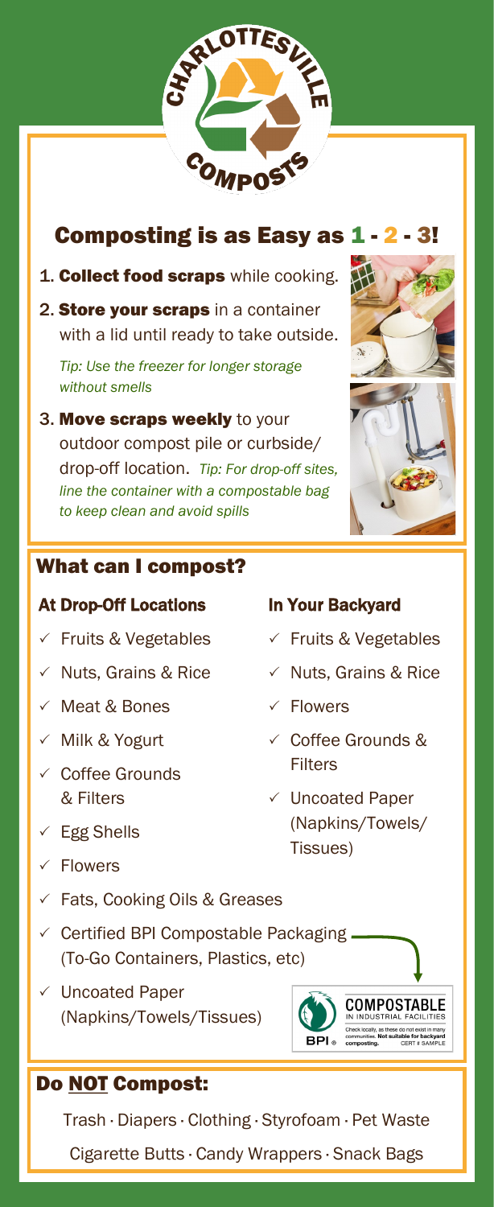CHARLOTTESVILLE COMPOSTS

## Composting is as Easy as 1 - 2 - 3!

1. **Collect food scraps** while cooking.
2. **Store your scraps** in a container with a lid until ready to take outside.

   *Tip: Use the freezer for longer storage without smells*
3. **Move scraps weekly** to your outdoor compost pile or curbside/ drop-off location. *Tip: For drop-off sites, line the container with a compostable bag to keep clean and avoid spills*

## What can I compost?

### At Drop-Off Locations

- ✓ Fruits & Vegetables
- ✓ Nuts, Grains & Rice
- ✓ Meat & Bones
- ✓ Milk & Yogurt
- ✓ Coffee Grounds & Filters
- ✓ Egg Shells
- ✓ Flowers
- ✓ Fats, Cooking Oils & Greases
- ✓ Certified BPI Compostable Packaging (To-Go Containers, Plastics, etc)
- ✓ Uncoated Paper (Napkins/Towels/Tissues)

### In Your Backyard

- ✓ Fruits & Vegetables
- ✓ Nuts, Grains & Rice
- ✓ Flowers
- ✓ Coffee Grounds & Filters
- ✓ Uncoated Paper (Napkins/Towels/ Tissues)

BPI® COMPOSTABLE IN INDUSTRIAL FACILITIES

Check locally, as these do not exist in many communities. **Not suitable for backyard composting.** CERT # SAMPLE

## Do NOT Compost:

Trash · Diapers · Clothing · Styrofoam · Pet Waste

Cigarette Butts · Candy Wrappers · Snack Bags